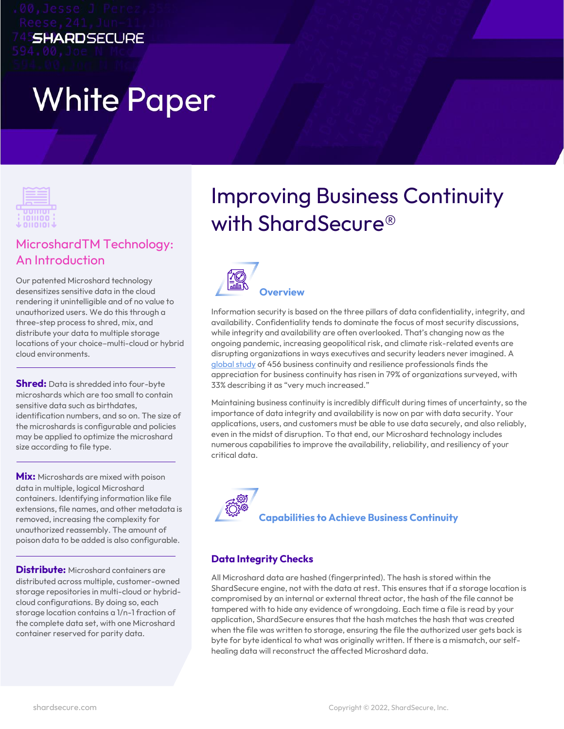# White Paper

# Improving Business Continuity with ShardSecure®

## Overview

Information security is based on the three pillars of data confidentiality, integrity, and availability. Confidentiality tends to dominate the focus of most security discussions, while integrity and availability are often overlooked. That's changing now as the ongoing pandemic, increasing geopolitical risk, and climate risk-related events are disrupting organizations in ways executives and security leaders never imagined. A global study of 456 business continuity and resilience professionals finds the appreciation for business continuity has risen in 79% of organizations surveyed, with 33% describing it as "very much increased."

Maintaining business continuity is incredibly difficult during times of uncertainty, so the importance of data integrity and availability is now on par with data security. Your applications, users, and customers must be able to use data securely, and also reliably, even in the midst of disruption. To that end, our Microshard technology includes numerous capabilities to improve the availability, reliability, and resiliency of your critical data.

## Capabilities to Achieve Business Continuity

### Data Integrity Checks

All Microshard data are hashed (fingerprinted). The hash is stored within the ShardSecure engine, not with the data at rest. This ensures that if a storage location is compromised by an internal or external threat actor, the hash of the file cannot be tampered with to hide any evidence of wrongdoing. Each time a file is read by your application, ShardSecure ensures that the hash matches the hash that was created when the file was written to storage, ensuring the file the authorized user gets back is byte for byte identical to what was originally written. If there is a mismatch, our self-healing data will reconstruct the affected Microshard data.

## MicroshardTM Technology: An Introduction

Our patented Microshard technology desensitizes sensitive data in the cloud rendering it unintelligible and of no value to unauthorized users. We do this through a three-step process to shred, mix, and distribute your data to multiple storage locations of your choice–multi-cloud or hybrid cloud environments.

**Shred:** Data is shredded into four-byte microshards which are too small to contain sensitive data such as birthdates, identification numbers, and so on. The size of the microshards is configurable and policies may be applied to optimize the microshard size according to file type.

**Mix:** Microshards are mixed with poison data in multiple, logical Microshard containers. Identifying information like file extensions, file names, and other metadata is removed, increasing the complexity for unauthorized reassembly. The amount of poison data to be added is also configurable.

**Distribute:** Microshard containers are distributed across multiple, customer-owned storage repositories in multi-cloud or hybrid-cloud configurations. By doing so, each storage location contains a 1/n-1 fraction of the complete data set, with one Microshard container reserved for parity data.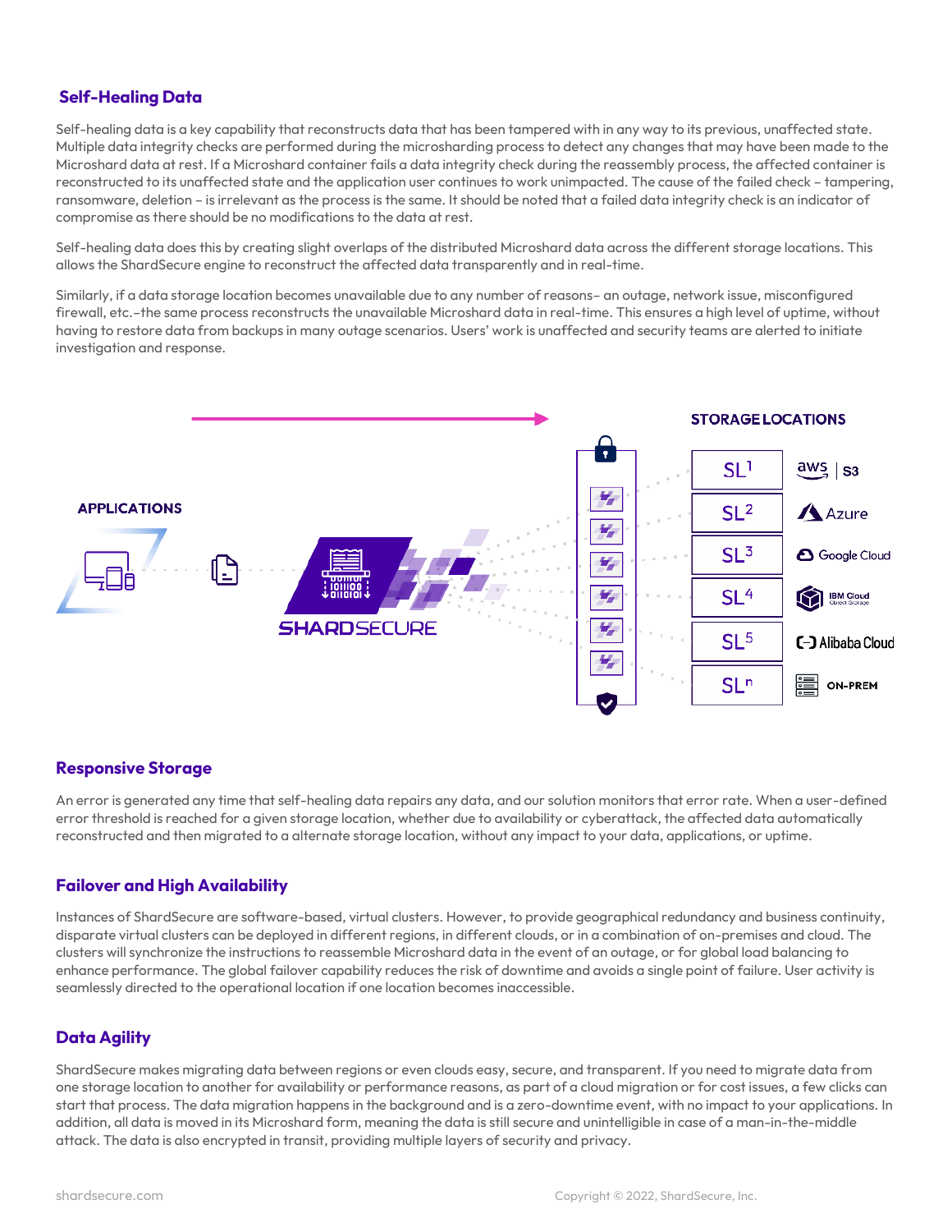## Self-Healing Data

Self-healing data is a key capability that reconstructs data that has been tampered with in any way to its previous, unaffected state. Multiple data integrity checks are performed during the microsharding process to detect any changes that may have been made to the Microshard data at rest. If a Microshard container fails a data integrity check during the reassembly process, the affected container is reconstructed to its unaffected state and the application user continues to work unimpacted. The cause of the failed check – tampering, ransomware, deletion – is irrelevant as the process is the same. It should be noted that a failed data integrity check is an indicator of compromise as there should be no modifications to the data at rest.

Self-healing data does this by creating slight overlaps of the distributed Microshard data across the different storage locations. This allows the ShardSecure engine to reconstruct the affected data transparently and in real-time.

Similarly, if a data storage location becomes unavailable due to any number of reasons– an outage, network issue, misconfigured firewall, etc.–the same process reconstructs the unavailable Microshard data in real-time. This ensures a high level of uptime, without having to restore data from backups in many outage scenarios. Users' work is unaffected and security teams are alerted to initiate investigation and response.

## Responsive Storage

An error is generated any time that self-healing data repairs any data, and our solution monitors that error rate. When a user-defined error threshold is reached for a given storage location, whether due to availability or cyberattack, the affected data automatically reconstructed and then migrated to a alternate storage location, without any impact to your data, applications, or uptime.

## Failover and High Availability

Instances of ShardSecure are software-based, virtual clusters. However, to provide geographical redundancy and business continuity, disparate virtual clusters can be deployed in different regions, in different clouds, or in a combination of on-premises and cloud. The clusters will synchronize the instructions to reassemble Microshard data in the event of an outage, or for global load balancing to enhance performance. The global failover capability reduces the risk of downtime and avoids a single point of failure. User activity is seamlessly directed to the operational location if one location becomes inaccessible.

## Data Agility

ShardSecure makes migrating data between regions or even clouds easy, secure, and transparent. If you need to migrate data from one storage location to another for availability or performance reasons, as part of a cloud migration or for cost issues, a few clicks can start that process. The data migration happens in the background and is a zero-downtime event, with no impact to your applications. In addition, all data is moved in its Microshard form, meaning the data is still secure and unintelligible in case of a man-in-the-middle attack. The data is also encrypted in transit, providing multiple layers of security and privacy.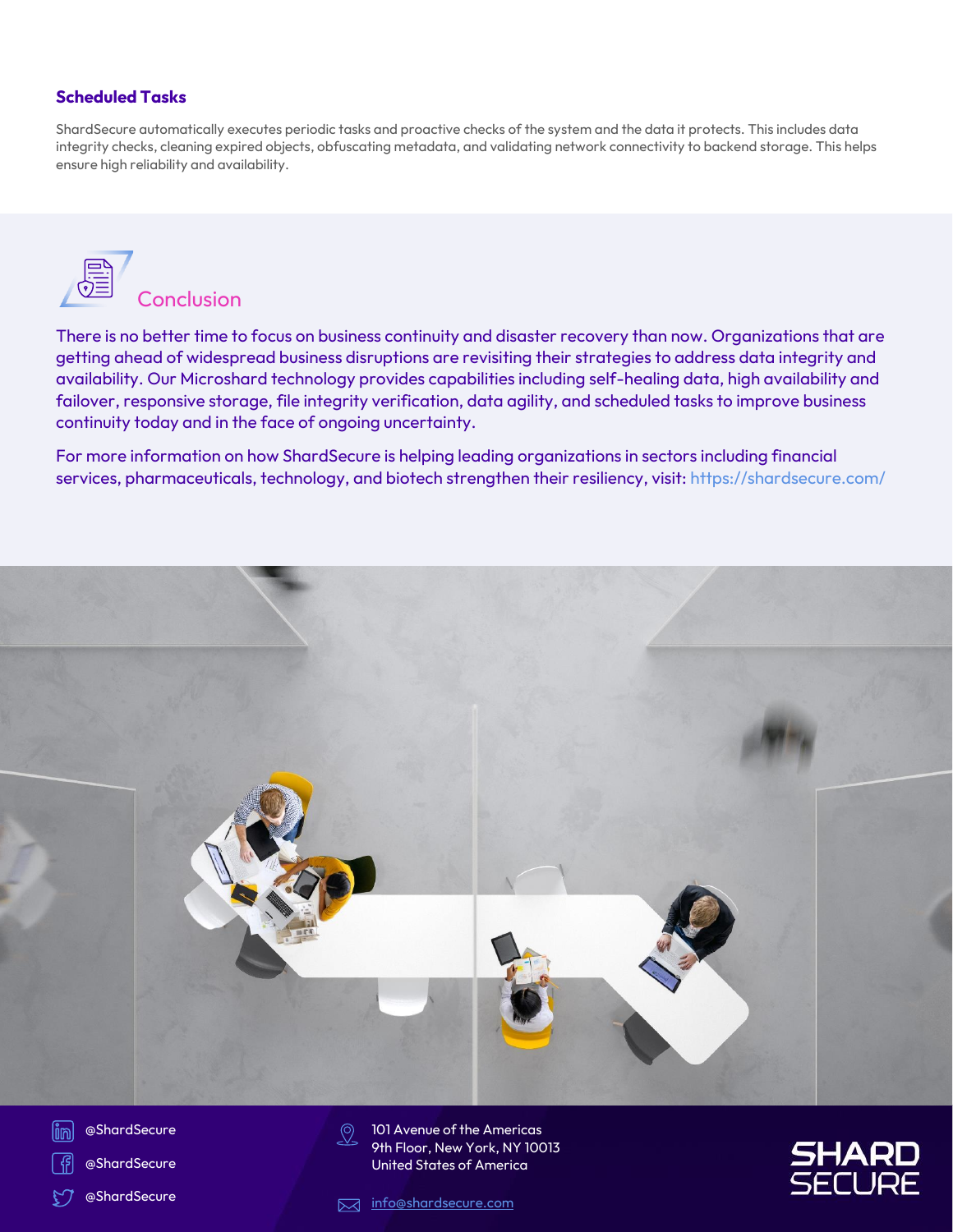### Scheduled Tasks

ShardSecure automatically executes periodic tasks and proactive checks of the system and the data it protects. This includes data integrity checks, cleaning expired objects, obfuscating metadata, and validating network connectivity to backend storage. This helps ensure high reliability and availability.

## Conclusion

There is no better time to focus on business continuity and disaster recovery than now. Organizations that are getting ahead of widespread business disruptions are revisiting their strategies to address data integrity and availability. Our Microshard technology provides capabilities including self-healing data, high availability and failover, responsive storage, file integrity verification, data agility, and scheduled tasks to improve business continuity today and in the face of ongoing uncertainty.

For more information on how ShardSecure is helping leading organizations in sectors including financial services, pharmaceuticals, technology, and biotech strengthen their resiliency, visit: https://shardsecure.com/

@ShardSecure

@ShardSecure

@ShardSecure

101 Avenue of the Americas
9th Floor, New York, NY 10013
United States of America

info@shardsecure.com

SHARD SECURE